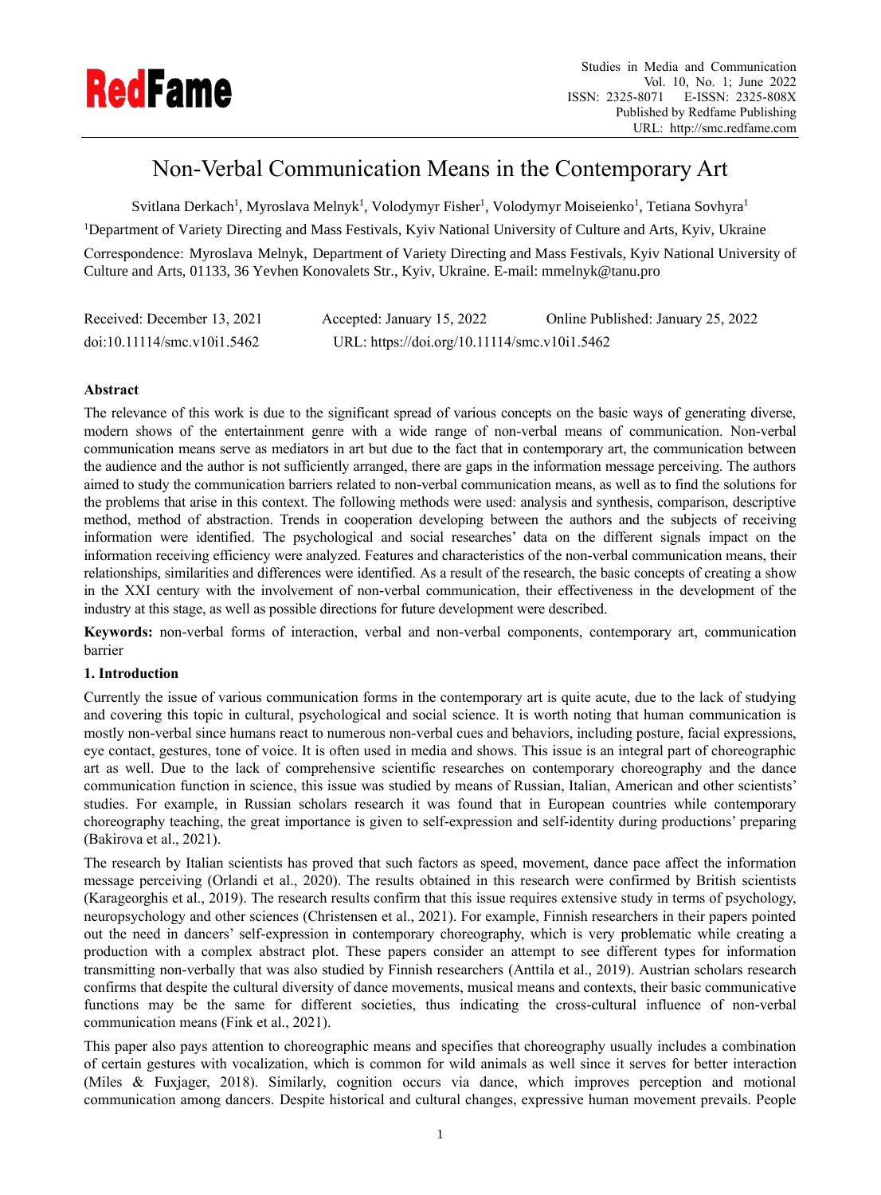# Non-Verbal Communication Means in the Contemporary Art

Svitlana Derkach[1], Myroslava Melnyk[1], Volodymyr Fisher[1], Volodymyr Moiseienko[1], Tetiana Sovhyra[1]

[1]Department of Variety Directing and Mass Festivals, Kyiv National University of Culture and Arts, Kyiv, Ukraine

Correspondence: Myroslava Melnyk, Department of Variety Directing and Mass Festivals, Kyiv National University of Culture and Arts, 01133, 36 Yevhen Konovalets Str., Kyiv, Ukraine. E-mail: mmelnyk@tanu.pro

Received: December 13, 2021 Accepted: January 15, 2022 Online Published: January 25, 2022

doi:10.11114/smc.v10i1.5462 URL: https://doi.org/10.11114/smc.v10i1.5462

**Abstract**

The relevance of this work is due to the significant spread of various concepts on the basic ways of generating diverse, modern shows of the entertainment genre with a wide range of non-verbal means of communication. Non-verbal communication means serve as mediators in art but due to the fact that in contemporary art, the communication between the audience and the author is not sufficiently arranged, there are gaps in the information message perceiving. The authors aimed to study the communication barriers related to non-verbal communication means, as well as to find the solutions for the problems that arise in this context. The following methods were used: analysis and synthesis, comparison, descriptive method, method of abstraction. Trends in cooperation developing between the authors and the subjects of receiving information were identified. The psychological and social researches' data on the different signals impact on the information receiving efficiency were analyzed. Features and characteristics of the non-verbal communication means, their relationships, similarities and differences were identified. As a result of the research, the basic concepts of creating a show in the XXI century with the involvement of non-verbal communication, their effectiveness in the development of the industry at this stage, as well as possible directions for future development were described.

**Keywords:** non-verbal forms of interaction, verbal and non-verbal components, contemporary art, communication barrier

## 1. Introduction

Currently the issue of various communication forms in the contemporary art is quite acute, due to the lack of studying and covering this topic in cultural, psychological and social science. It is worth noting that human communication is mostly non-verbal since humans react to numerous non-verbal cues and behaviors, including posture, facial expressions, eye contact, gestures, tone of voice. It is often used in media and shows. This issue is an integral part of choreographic art as well. Due to the lack of comprehensive scientific researches on contemporary choreography and the dance communication function in science, this issue was studied by means of Russian, Italian, American and other scientists' studies. For example, in Russian scholars research it was found that in European countries while contemporary choreography teaching, the great importance is given to self-expression and self-identity during productions' preparing (Bakirova et al., 2021).

The research by Italian scientists has proved that such factors as speed, movement, dance pace affect the information message perceiving (Orlandi et al., 2020). The results obtained in this research were confirmed by British scientists (Karageorghis et al., 2019). The research results confirm that this issue requires extensive study in terms of psychology, neuropsychology and other sciences (Christensen et al., 2021). For example, Finnish researchers in their papers pointed out the need in dancers' self-expression in contemporary choreography, which is very problematic while creating a production with a complex abstract plot. These papers consider an attempt to see different types for information transmitting non-verbally that was also studied by Finnish researchers (Anttila et al., 2019). Austrian scholars research confirms that despite the cultural diversity of dance movements, musical means and contexts, their basic communicative functions may be the same for different societies, thus indicating the cross-cultural influence of non-verbal communication means (Fink et al., 2021).

This paper also pays attention to choreographic means and specifies that choreography usually includes a combination of certain gestures with vocalization, which is common for wild animals as well since it serves for better interaction (Miles & Fuxjager, 2018). Similarly, cognition occurs via dance, which improves perception and motional communication among dancers. Despite historical and cultural changes, expressive human movement prevails. People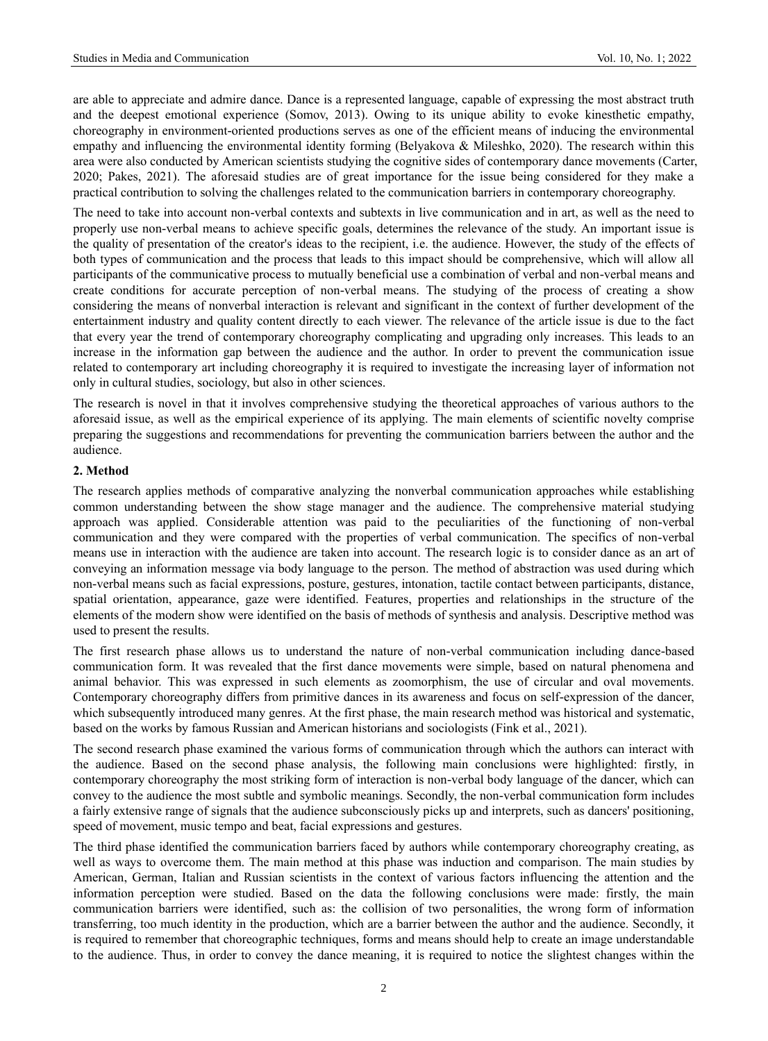are able to appreciate and admire dance. Dance is a represented language, capable of expressing the most abstract truth and the deepest emotional experience (Somov, 2013). Owing to its unique ability to evoke kinesthetic empathy, choreography in environment-oriented productions serves as one of the efficient means of inducing the environmental empathy and influencing the environmental identity forming (Belyakova & Mileshko, 2020). The research within this area were also conducted by American scientists studying the cognitive sides of contemporary dance movements (Carter, 2020; Pakes, 2021). The aforesaid studies are of great importance for the issue being considered for they make a practical contribution to solving the challenges related to the communication barriers in contemporary choreography.

The need to take into account non-verbal contexts and subtexts in live communication and in art, as well as the need to properly use non-verbal means to achieve specific goals, determines the relevance of the study. An important issue is the quality of presentation of the creator's ideas to the recipient, i.e. the audience. However, the study of the effects of both types of communication and the process that leads to this impact should be comprehensive, which will allow all participants of the communicative process to mutually beneficial use a combination of verbal and non-verbal means and create conditions for accurate perception of non-verbal means. The studying of the process of creating a show considering the means of nonverbal interaction is relevant and significant in the context of further development of the entertainment industry and quality content directly to each viewer. The relevance of the article issue is due to the fact that every year the trend of contemporary choreography complicating and upgrading only increases. This leads to an increase in the information gap between the audience and the author. In order to prevent the communication issue related to contemporary art including choreography it is required to investigate the increasing layer of information not only in cultural studies, sociology, but also in other sciences.

The research is novel in that it involves comprehensive studying the theoretical approaches of various authors to the aforesaid issue, as well as the empirical experience of its applying. The main elements of scientific novelty comprise preparing the suggestions and recommendations for preventing the communication barriers between the author and the audience.

## 2. Method

The research applies methods of comparative analyzing the nonverbal communication approaches while establishing common understanding between the show stage manager and the audience. The comprehensive material studying approach was applied. Considerable attention was paid to the peculiarities of the functioning of non-verbal communication and they were compared with the properties of verbal communication. The specifics of non-verbal means use in interaction with the audience are taken into account. The research logic is to consider dance as an art of conveying an information message via body language to the person. The method of abstraction was used during which non-verbal means such as facial expressions, posture, gestures, intonation, tactile contact between participants, distance, spatial orientation, appearance, gaze were identified. Features, properties and relationships in the structure of the elements of the modern show were identified on the basis of methods of synthesis and analysis. Descriptive method was used to present the results.

The first research phase allows us to understand the nature of non-verbal communication including dance-based communication form. It was revealed that the first dance movements were simple, based on natural phenomena and animal behavior. This was expressed in such elements as zoomorphism, the use of circular and oval movements. Contemporary choreography differs from primitive dances in its awareness and focus on self-expression of the dancer, which subsequently introduced many genres. At the first phase, the main research method was historical and systematic, based on the works by famous Russian and American historians and sociologists (Fink et al., 2021).

The second research phase examined the various forms of communication through which the authors can interact with the audience. Based on the second phase analysis, the following main conclusions were highlighted: firstly, in contemporary choreography the most striking form of interaction is non-verbal body language of the dancer, which can convey to the audience the most subtle and symbolic meanings. Secondly, the non-verbal communication form includes a fairly extensive range of signals that the audience subconsciously picks up and interprets, such as dancers' positioning, speed of movement, music tempo and beat, facial expressions and gestures.

The third phase identified the communication barriers faced by authors while contemporary choreography creating, as well as ways to overcome them. The main method at this phase was induction and comparison. The main studies by American, German, Italian and Russian scientists in the context of various factors influencing the attention and the information perception were studied. Based on the data the following conclusions were made: firstly, the main communication barriers were identified, such as: the collision of two personalities, the wrong form of information transferring, too much identity in the production, which are a barrier between the author and the audience. Secondly, it is required to remember that choreographic techniques, forms and means should help to create an image understandable to the audience. Thus, in order to convey the dance meaning, it is required to notice the slightest changes within the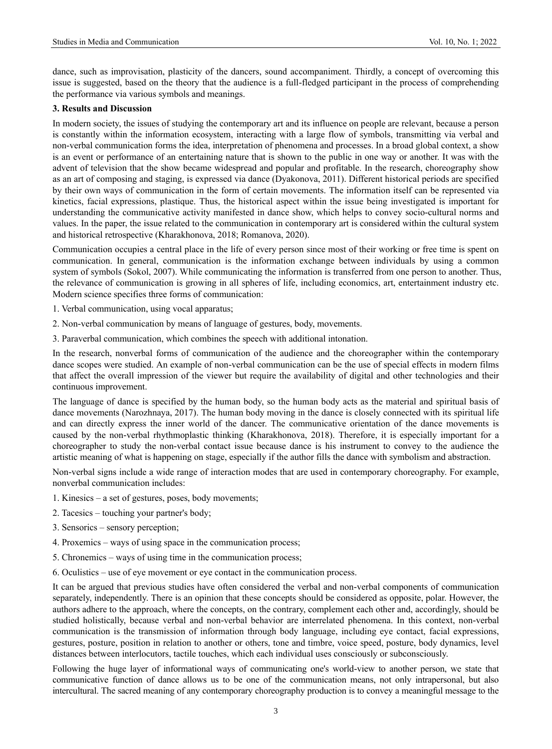dance, such as improvisation, plasticity of the dancers, sound accompaniment. Thirdly, a concept of overcoming this issue is suggested, based on the theory that the audience is a full-fledged participant in the process of comprehending the performance via various symbols and meanings.

## 3. Results and Discussion

In modern society, the issues of studying the contemporary art and its influence on people are relevant, because a person is constantly within the information ecosystem, interacting with a large flow of symbols, transmitting via verbal and non-verbal communication forms the idea, interpretation of phenomena and processes. In a broad global context, a show is an event or performance of an entertaining nature that is shown to the public in one way or another. It was with the advent of television that the show became widespread and popular and profitable. In the research, choreography show as an art of composing and staging, is expressed via dance (Dyakonova, 2011). Different historical periods are specified by their own ways of communication in the form of certain movements. The information itself can be represented via kinetics, facial expressions, plastique. Thus, the historical aspect within the issue being investigated is important for understanding the communicative activity manifested in dance show, which helps to convey socio-cultural norms and values. In the paper, the issue related to the communication in contemporary art is considered within the cultural system and historical retrospective (Kharakhonova, 2018; Romanova, 2020).

Communication occupies a central place in the life of every person since most of their working or free time is spent on communication. In general, communication is the information exchange between individuals by using a common system of symbols (Sokol, 2007). While communicating the information is transferred from one person to another. Thus, the relevance of communication is growing in all spheres of life, including economics, art, entertainment industry etc. Modern science specifies three forms of communication:

1. Verbal communication, using vocal apparatus;
2. Non-verbal communication by means of language of gestures, body, movements.
3. Paraverbal communication, which combines the speech with additional intonation.

In the research, nonverbal forms of communication of the audience and the choreographer within the contemporary dance scopes were studied. An example of non-verbal communication can be the use of special effects in modern films that affect the overall impression of the viewer but require the availability of digital and other technologies and their continuous improvement.

The language of dance is specified by the human body, so the human body acts as the material and spiritual basis of dance movements (Narozhnaya, 2017). The human body moving in the dance is closely connected with its spiritual life and can directly express the inner world of the dancer. The communicative orientation of the dance movements is caused by the non-verbal rhythmoplastic thinking (Kharakhonova, 2018). Therefore, it is especially important for a choreographer to study the non-verbal contact issue because dance is his instrument to convey to the audience the artistic meaning of what is happening on stage, especially if the author fills the dance with symbolism and abstraction.

Non-verbal signs include a wide range of interaction modes that are used in contemporary choreography. For example, nonverbal communication includes:

1. Kinesics – a set of gestures, poses, body movements;
2. Tacesics – touching your partner's body;
3. Sensorics – sensory perception;
4. Proxemics – ways of using space in the communication process;
5. Chronemics – ways of using time in the communication process;
6. Oculistics – use of eye movement or eye contact in the communication process.

It can be argued that previous studies have often considered the verbal and non-verbal components of communication separately, independently. There is an opinion that these concepts should be considered as opposite, polar. However, the authors adhere to the approach, where the concepts, on the contrary, complement each other and, accordingly, should be studied holistically, because verbal and non-verbal behavior are interrelated phenomena. In this context, non-verbal communication is the transmission of information through body language, including eye contact, facial expressions, gestures, posture, position in relation to another or others, tone and timbre, voice speed, posture, body dynamics, level distances between interlocutors, tactile touches, which each individual uses consciously or subconsciously.

Following the huge layer of informational ways of communicating one's world-view to another person, we state that communicative function of dance allows us to be one of the communication means, not only intrapersonal, but also intercultural. The sacred meaning of any contemporary choreography production is to convey a meaningful message to the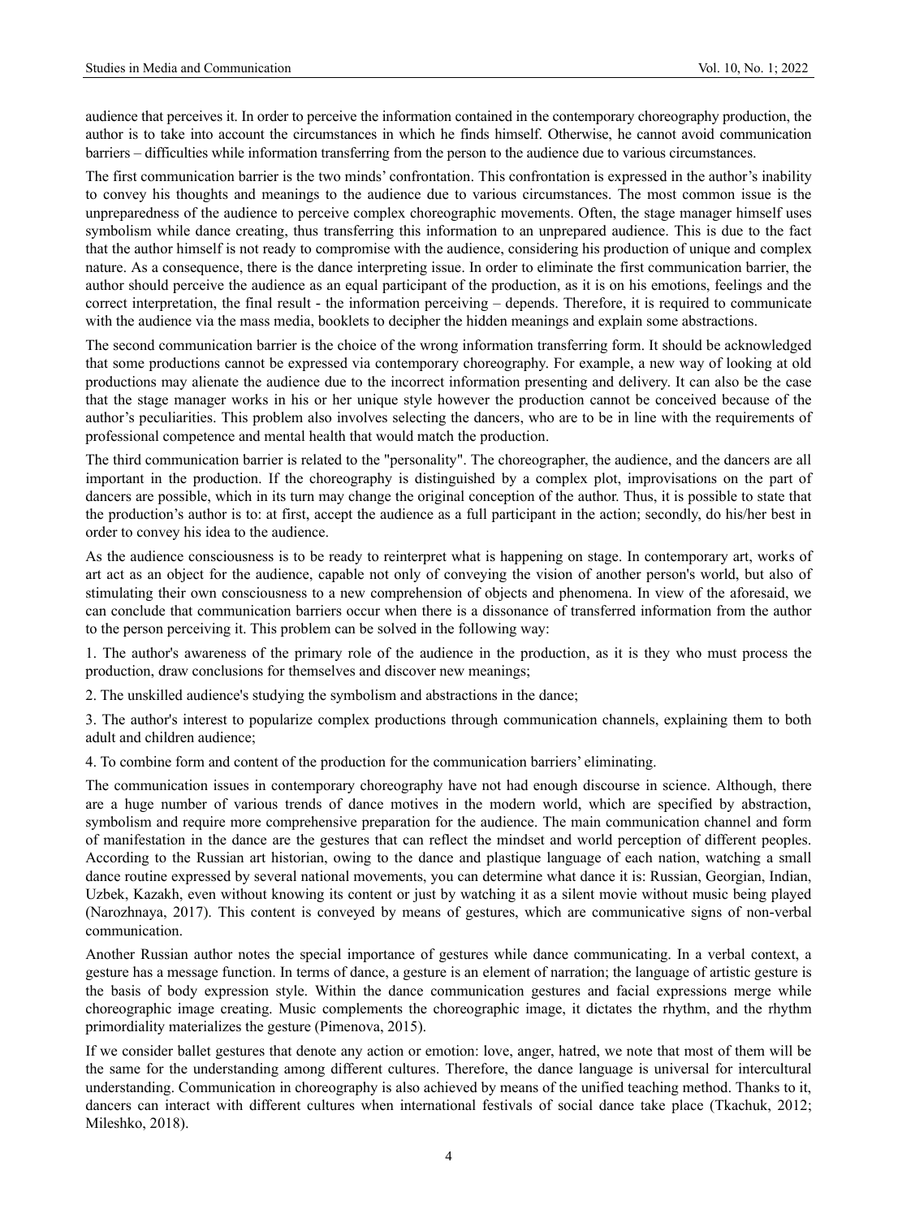audience that perceives it. In order to perceive the information contained in the contemporary choreography production, the author is to take into account the circumstances in which he finds himself. Otherwise, he cannot avoid communication barriers – difficulties while information transferring from the person to the audience due to various circumstances.

The first communication barrier is the two minds' confrontation. This confrontation is expressed in the author's inability to convey his thoughts and meanings to the audience due to various circumstances. The most common issue is the unpreparedness of the audience to perceive complex choreographic movements. Often, the stage manager himself uses symbolism while dance creating, thus transferring this information to an unprepared audience. This is due to the fact that the author himself is not ready to compromise with the audience, considering his production of unique and complex nature. As a consequence, there is the dance interpreting issue. In order to eliminate the first communication barrier, the author should perceive the audience as an equal participant of the production, as it is on his emotions, feelings and the correct interpretation, the final result - the information perceiving – depends. Therefore, it is required to communicate with the audience via the mass media, booklets to decipher the hidden meanings and explain some abstractions.

The second communication barrier is the choice of the wrong information transferring form. It should be acknowledged that some productions cannot be expressed via contemporary choreography. For example, a new way of looking at old productions may alienate the audience due to the incorrect information presenting and delivery. It can also be the case that the stage manager works in his or her unique style however the production cannot be conceived because of the author's peculiarities. This problem also involves selecting the dancers, who are to be in line with the requirements of professional competence and mental health that would match the production.

The third communication barrier is related to the "personality". The choreographer, the audience, and the dancers are all important in the production. If the choreography is distinguished by a complex plot, improvisations on the part of dancers are possible, which in its turn may change the original conception of the author. Thus, it is possible to state that the production's author is to: at first, accept the audience as a full participant in the action; secondly, do his/her best in order to convey his idea to the audience.

As the audience consciousness is to be ready to reinterpret what is happening on stage. In contemporary art, works of art act as an object for the audience, capable not only of conveying the vision of another person's world, but also of stimulating their own consciousness to a new comprehension of objects and phenomena. In view of the aforesaid, we can conclude that communication barriers occur when there is a dissonance of transferred information from the author to the person perceiving it. This problem can be solved in the following way:

1. The author's awareness of the primary role of the audience in the production, as it is they who must process the production, draw conclusions for themselves and discover new meanings;

2. The unskilled audience's studying the symbolism and abstractions in the dance;

3. The author's interest to popularize complex productions through communication channels, explaining them to both adult and children audience;

4. To combine form and content of the production for the communication barriers' eliminating.

The communication issues in contemporary choreography have not had enough discourse in science. Although, there are a huge number of various trends of dance motives in the modern world, which are specified by abstraction, symbolism and require more comprehensive preparation for the audience. The main communication channel and form of manifestation in the dance are the gestures that can reflect the mindset and world perception of different peoples. According to the Russian art historian, owing to the dance and plastique language of each nation, watching a small dance routine expressed by several national movements, you can determine what dance it is: Russian, Georgian, Indian, Uzbek, Kazakh, even without knowing its content or just by watching it as a silent movie without music being played (Narozhnaya, 2017). This content is conveyed by means of gestures, which are communicative signs of non-verbal communication.

Another Russian author notes the special importance of gestures while dance communicating. In a verbal context, a gesture has a message function. In terms of dance, a gesture is an element of narration; the language of artistic gesture is the basis of body expression style. Within the dance communication gestures and facial expressions merge while choreographic image creating. Music complements the choreographic image, it dictates the rhythm, and the rhythm primordiality materializes the gesture (Pimenova, 2015).

If we consider ballet gestures that denote any action or emotion: love, anger, hatred, we note that most of them will be the same for the understanding among different cultures. Therefore, the dance language is universal for intercultural understanding. Communication in choreography is also achieved by means of the unified teaching method. Thanks to it, dancers can interact with different cultures when international festivals of social dance take place (Tkachuk, 2012; Mileshko, 2018).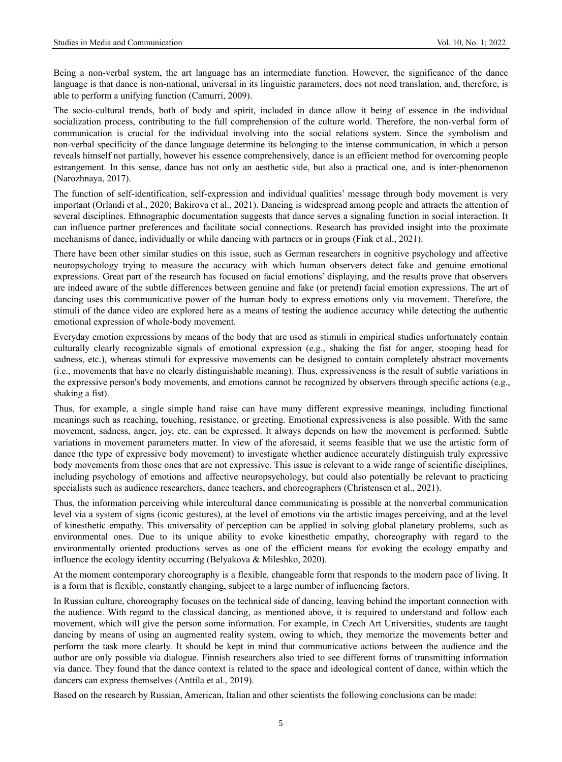Being a non-verbal system, the art language has an intermediate function. However, the significance of the dance language is that dance is non-national, universal in its linguistic parameters, does not need translation, and, therefore, is able to perform a unifying function (Camurri, 2009).

The socio-cultural trends, both of body and spirit, included in dance allow it being of essence in the individual socialization process, contributing to the full comprehension of the culture world. Therefore, the non-verbal form of communication is crucial for the individual involving into the social relations system. Since the symbolism and non-verbal specificity of the dance language determine its belonging to the intense communication, in which a person reveals himself not partially, however his essence comprehensively, dance is an efficient method for overcoming people estrangement. In this sense, dance has not only an aesthetic side, but also a practical one, and is inter-phenomenon (Narozhnaya, 2017).

The function of self-identification, self-expression and individual qualities' message through body movement is very important (Orlandi et al., 2020; Bakirova et al., 2021). Dancing is widespread among people and attracts the attention of several disciplines. Ethnographic documentation suggests that dance serves a signaling function in social interaction. It can influence partner preferences and facilitate social connections. Research has provided insight into the proximate mechanisms of dance, individually or while dancing with partners or in groups (Fink et al., 2021).

There have been other similar studies on this issue, such as German researchers in cognitive psychology and affective neuropsychology trying to measure the accuracy with which human observers detect fake and genuine emotional expressions. Great part of the research has focused on facial emotions' displaying, and the results prove that observers are indeed aware of the subtle differences between genuine and fake (or pretend) facial emotion expressions. The art of dancing uses this communicative power of the human body to express emotions only via movement. Therefore, the stimuli of the dance video are explored here as a means of testing the audience accuracy while detecting the authentic emotional expression of whole-body movement.

Everyday emotion expressions by means of the body that are used as stimuli in empirical studies unfortunately contain culturally clearly recognizable signals of emotional expression (e.g., shaking the fist for anger, stooping head for sadness, etc.), whereas stimuli for expressive movements can be designed to contain completely abstract movements (i.e., movements that have no clearly distinguishable meaning). Thus, expressiveness is the result of subtle variations in the expressive person's body movements, and emotions cannot be recognized by observers through specific actions (e.g., shaking a fist).

Thus, for example, a single simple hand raise can have many different expressive meanings, including functional meanings such as reaching, touching, resistance, or greeting. Emotional expressiveness is also possible. With the same movement, sadness, anger, joy, etc. can be expressed. It always depends on how the movement is performed. Subtle variations in movement parameters matter. In view of the aforesaid, it seems feasible that we use the artistic form of dance (the type of expressive body movement) to investigate whether audience accurately distinguish truly expressive body movements from those ones that are not expressive. This issue is relevant to a wide range of scientific disciplines, including psychology of emotions and affective neuropsychology, but could also potentially be relevant to practicing specialists such as audience researchers, dance teachers, and choreographers (Christensen et al., 2021).

Thus, the information perceiving while intercultural dance communicating is possible at the nonverbal communication level via a system of signs (iconic gestures), at the level of emotions via the artistic images perceiving, and at the level of kinesthetic empathy. This universality of perception can be applied in solving global planetary problems, such as environmental ones. Due to its unique ability to evoke kinesthetic empathy, choreography with regard to the environmentally oriented productions serves as one of the efficient means for evoking the ecology empathy and influence the ecology identity occurring (Belyakova & Mileshko, 2020).

At the moment contemporary choreography is a flexible, changeable form that responds to the modern pace of living. It is a form that is flexible, constantly changing, subject to a large number of influencing factors.

In Russian culture, choreography focuses on the technical side of dancing, leaving behind the important connection with the audience. With regard to the classical dancing, as mentioned above, it is required to understand and follow each movement, which will give the person some information. For example, in Czech Art Universities, students are taught dancing by means of using an augmented reality system, owing to which, they memorize the movements better and perform the task more clearly. It should be kept in mind that communicative actions between the audience and the author are only possible via dialogue. Finnish researchers also tried to see different forms of transmitting information via dance. They found that the dance context is related to the space and ideological content of dance, within which the dancers can express themselves (Anttila et al., 2019).

Based on the research by Russian, American, Italian and other scientists the following conclusions can be made: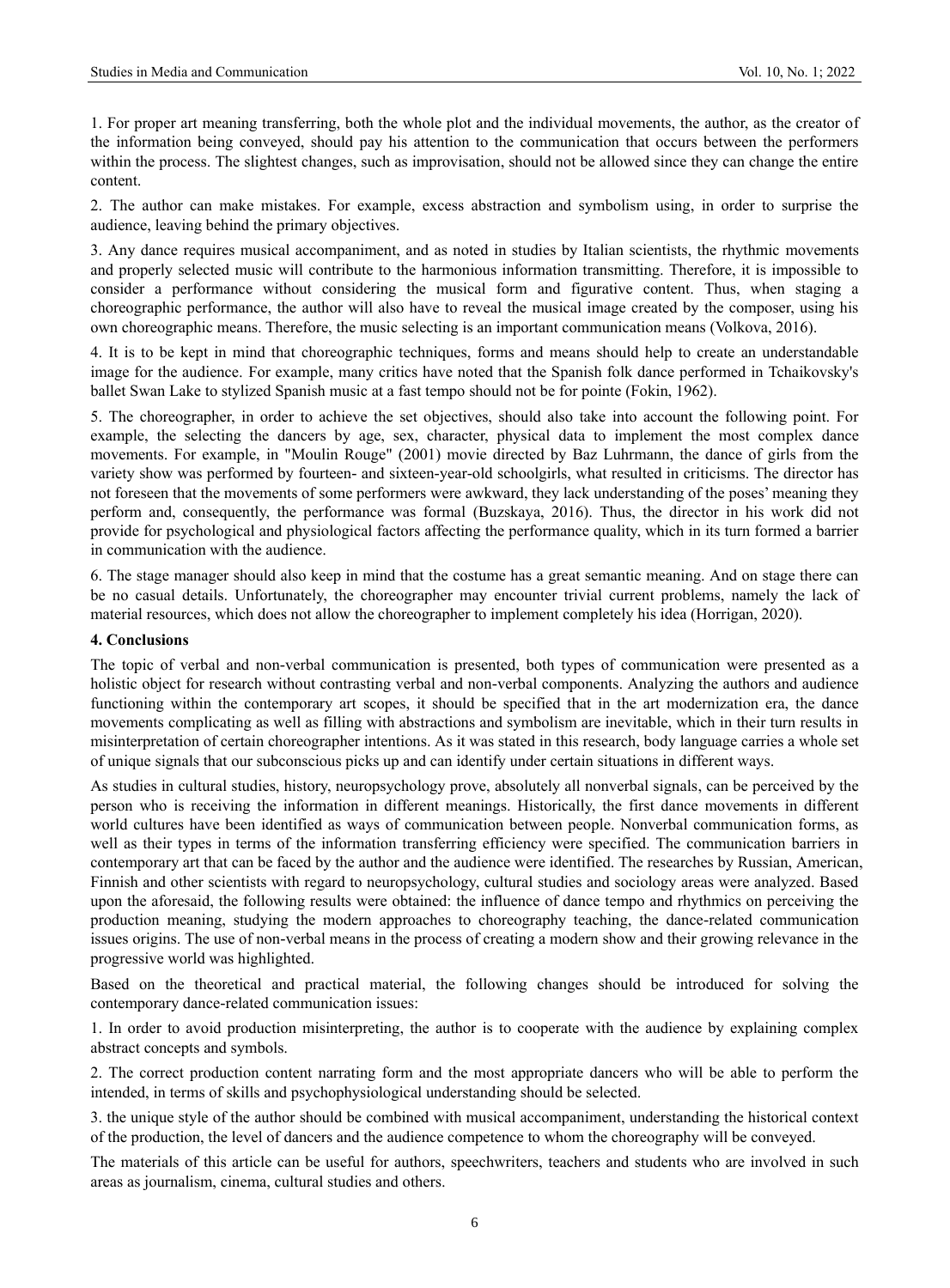1. For proper art meaning transferring, both the whole plot and the individual movements, the author, as the creator of the information being conveyed, should pay his attention to the communication that occurs between the performers within the process. The slightest changes, such as improvisation, should not be allowed since they can change the entire content.

2. The author can make mistakes. For example, excess abstraction and symbolism using, in order to surprise the audience, leaving behind the primary objectives.

3. Any dance requires musical accompaniment, and as noted in studies by Italian scientists, the rhythmic movements and properly selected music will contribute to the harmonious information transmitting. Therefore, it is impossible to consider a performance without considering the musical form and figurative content. Thus, when staging a choreographic performance, the author will also have to reveal the musical image created by the composer, using his own choreographic means. Therefore, the music selecting is an important communication means (Volkova, 2016).

4. It is to be kept in mind that choreographic techniques, forms and means should help to create an understandable image for the audience. For example, many critics have noted that the Spanish folk dance performed in Tchaikovsky's ballet Swan Lake to stylized Spanish music at a fast tempo should not be for pointe (Fokin, 1962).

5. The choreographer, in order to achieve the set objectives, should also take into account the following point. For example, the selecting the dancers by age, sex, character, physical data to implement the most complex dance movements. For example, in "Moulin Rouge" (2001) movie directed by Baz Luhrmann, the dance of girls from the variety show was performed by fourteen- and sixteen-year-old schoolgirls, what resulted in criticisms. The director has not foreseen that the movements of some performers were awkward, they lack understanding of the poses' meaning they perform and, consequently, the performance was formal (Buzskaya, 2016). Thus, the director in his work did not provide for psychological and physiological factors affecting the performance quality, which in its turn formed a barrier in communication with the audience.

6. The stage manager should also keep in mind that the costume has a great semantic meaning. And on stage there can be no casual details. Unfortunately, the choreographer may encounter trivial current problems, namely the lack of material resources, which does not allow the choreographer to implement completely his idea (Horrigan, 2020).

## 4. Conclusions

The topic of verbal and non-verbal communication is presented, both types of communication were presented as a holistic object for research without contrasting verbal and non-verbal components. Analyzing the authors and audience functioning within the contemporary art scopes, it should be specified that in the art modernization era, the dance movements complicating as well as filling with abstractions and symbolism are inevitable, which in their turn results in misinterpretation of certain choreographer intentions. As it was stated in this research, body language carries a whole set of unique signals that our subconscious picks up and can identify under certain situations in different ways.

As studies in cultural studies, history, neuropsychology prove, absolutely all nonverbal signals, can be perceived by the person who is receiving the information in different meanings. Historically, the first dance movements in different world cultures have been identified as ways of communication between people. Nonverbal communication forms, as well as their types in terms of the information transferring efficiency were specified. The communication barriers in contemporary art that can be faced by the author and the audience were identified. The researches by Russian, American, Finnish and other scientists with regard to neuropsychology, cultural studies and sociology areas were analyzed. Based upon the aforesaid, the following results were obtained: the influence of dance tempo and rhythmics on perceiving the production meaning, studying the modern approaches to choreography teaching, the dance-related communication issues origins. The use of non-verbal means in the process of creating a modern show and their growing relevance in the progressive world was highlighted.

Based on the theoretical and practical material, the following changes should be introduced for solving the contemporary dance-related communication issues:

1. In order to avoid production misinterpreting, the author is to cooperate with the audience by explaining complex abstract concepts and symbols.

2. The correct production content narrating form and the most appropriate dancers who will be able to perform the intended, in terms of skills and psychophysiological understanding should be selected.

3. the unique style of the author should be combined with musical accompaniment, understanding the historical context of the production, the level of dancers and the audience competence to whom the choreography will be conveyed.

The materials of this article can be useful for authors, speechwriters, teachers and students who are involved in such areas as journalism, cinema, cultural studies and others.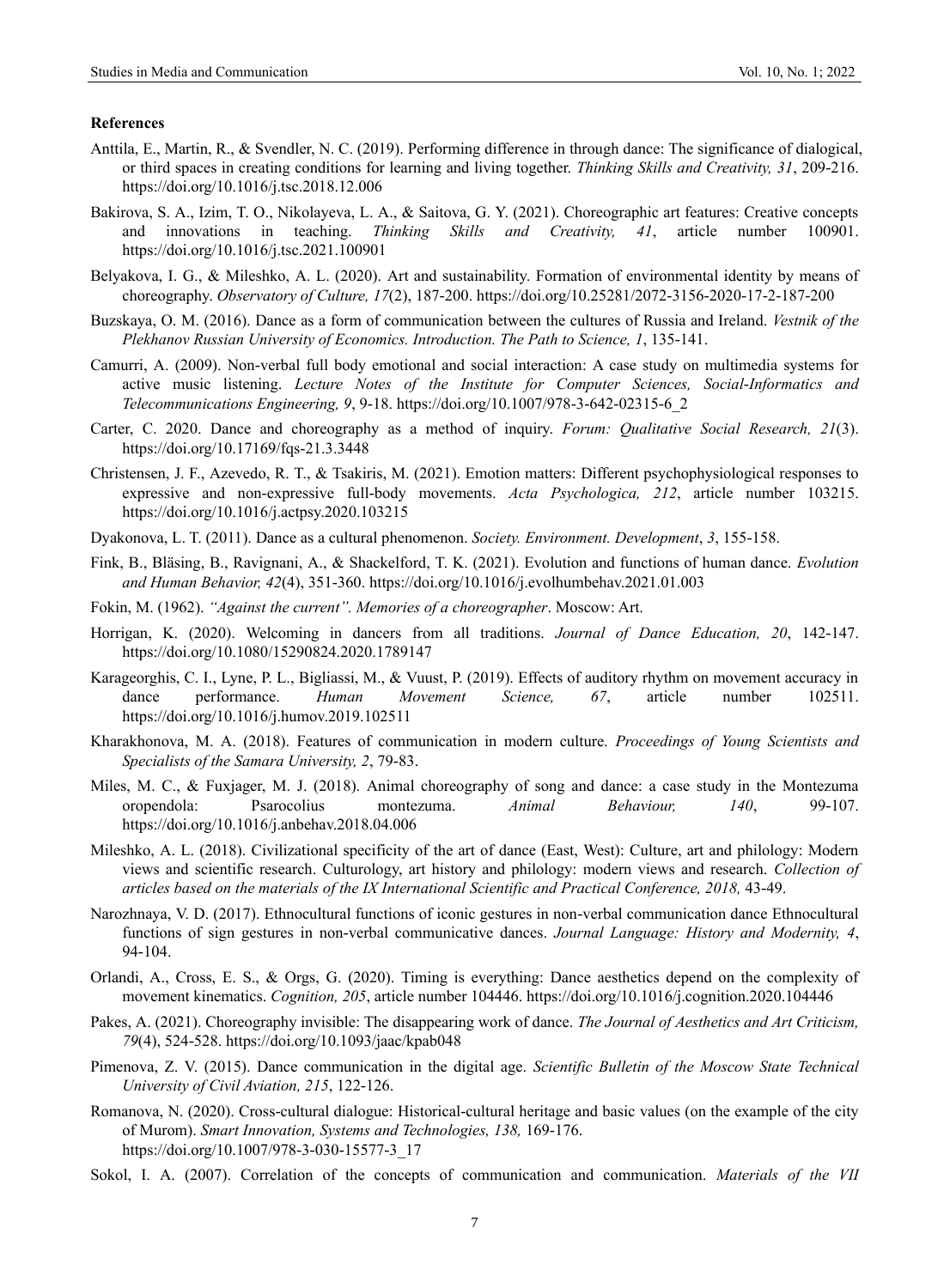**References**

Anttila, E., Martin, R., & Svendler, N. C. (2019). Performing difference in through dance: The significance of dialogical, or third spaces in creating conditions for learning and living together. *Thinking Skills and Creativity, 31*, 209-216. https://doi.org/10.1016/j.tsc.2018.12.006

Bakirova, S. A., Izim, T. O., Nikolayeva, L. A., & Saitova, G. Y. (2021). Choreographic art features: Creative concepts and innovations in teaching. *Thinking Skills and Creativity, 41*, article number 100901. https://doi.org/10.1016/j.tsc.2021.100901

Belyakova, I. G., & Mileshko, A. L. (2020). Art and sustainability. Formation of environmental identity by means of choreography. *Observatory of Culture, 17*(2), 187-200. https://doi.org/10.25281/2072-3156-2020-17-2-187-200

Buzskaya, O. M. (2016). Dance as a form of communication between the cultures of Russia and Ireland. *Vestnik of the Plekhanov Russian University of Economics. Introduction. The Path to Science, 1*, 135-141.

Camurri, A. (2009). Non-verbal full body emotional and social interaction: A case study on multimedia systems for active music listening. *Lecture Notes of the Institute for Computer Sciences, Social-Informatics and Telecommunications Engineering, 9*, 9-18. https://doi.org/10.1007/978-3-642-02315-6_2

Carter, C. 2020. Dance and choreography as a method of inquiry. *Forum: Qualitative Social Research, 21*(3). https://doi.org/10.17169/fqs-21.3.3448

Christensen, J. F., Azevedo, R. T., & Tsakiris, M. (2021). Emotion matters: Different psychophysiological responses to expressive and non-expressive full-body movements. *Acta Psychologica, 212*, article number 103215. https://doi.org/10.1016/j.actpsy.2020.103215

Dyakonova, L. T. (2011). Dance as a cultural phenomenon. *Society. Environment. Development*, *3*, 155-158.

Fink, B., Bläsing, B., Ravignani, A., & Shackelford, T. K. (2021). Evolution and functions of human dance. *Evolution and Human Behavior, 42*(4), 351-360. https://doi.org/10.1016/j.evolhumbehav.2021.01.003

Fokin, M. (1962). *"Against the current". Memories of a choreographer*. Moscow: Art.

Horrigan, K. (2020). Welcoming in dancers from all traditions. *Journal of Dance Education, 20*, 142-147. https://doi.org/10.1080/15290824.2020.1789147

Karageorghis, C. I., Lyne, P. L., Bigliassi, M., & Vuust, P. (2019). Effects of auditory rhythm on movement accuracy in dance performance. *Human Movement Science, 67*, article number 102511. https://doi.org/10.1016/j.humov.2019.102511

Kharakhonova, M. A. (2018). Features of communication in modern culture. *Proceedings of Young Scientists and Specialists of the Samara University, 2*, 79-83.

Miles, M. C., & Fuxjager, M. J. (2018). Animal choreography of song and dance: a case study in the Montezuma oropendola: Psarocolius montezuma. *Animal Behaviour, 140*, 99-107. https://doi.org/10.1016/j.anbehav.2018.04.006

Mileshko, A. L. (2018). Civilizational specificity of the art of dance (East, West): Culture, art and philology: Modern views and scientific research. Culturology, art history and philology: modern views and research. *Collection of articles based on the materials of the IX International Scientific and Practical Conference, 2018,* 43-49.

Narozhnaya, V. D. (2017). Ethnocultural functions of iconic gestures in non-verbal communication dance Ethnocultural functions of sign gestures in non-verbal communicative dances. *Journal Language: History and Modernity, 4*, 94-104.

Orlandi, A., Cross, E. S., & Orgs, G. (2020). Timing is everything: Dance aesthetics depend on the complexity of movement kinematics. *Cognition, 205*, article number 104446. https://doi.org/10.1016/j.cognition.2020.104446

Pakes, A. (2021). Choreography invisible: The disappearing work of dance. *The Journal of Aesthetics and Art Criticism, 79*(4), 524-528. https://doi.org/10.1093/jaac/kpab048

Pimenova, Z. V. (2015). Dance communication in the digital age. *Scientific Bulletin of the Moscow State Technical University of Civil Aviation, 215*, 122-126.

Romanova, N. (2020). Cross-cultural dialogue: Historical-cultural heritage and basic values (on the example of the city of Murom). *Smart Innovation, Systems and Technologies, 138,* 169-176. https://doi.org/10.1007/978-3-030-15577-3_17

Sokol, I. A. (2007). Correlation of the concepts of communication and communication. *Materials of the VII*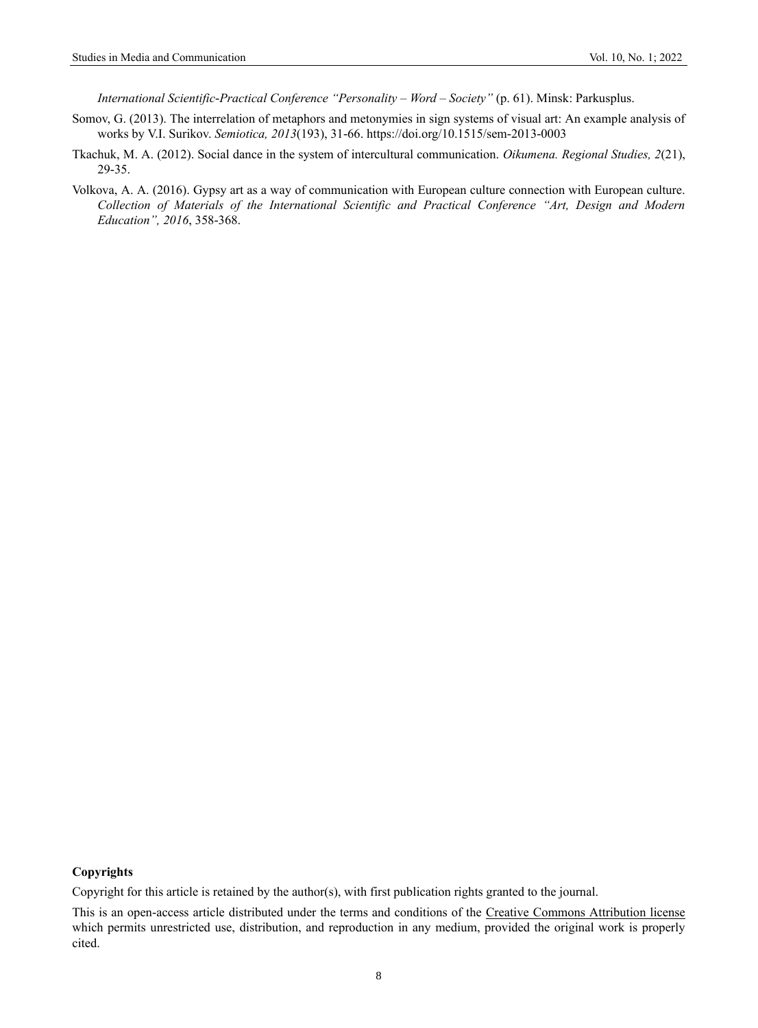*International Scientific-Practical Conference "Personality – Word – Society"* (p. 61). Minsk: Parkusplus.

Somov, G. (2013). The interrelation of metaphors and metonymies in sign systems of visual art: An example analysis of works by V.I. Surikov. *Semiotica, 2013*(193), 31-66. https://doi.org/10.1515/sem-2013-0003

Tkachuk, M. A. (2012). Social dance in the system of intercultural communication. *Oikumena. Regional Studies, 2*(21), 29-35.

Volkova, A. A. (2016). Gypsy art as a way of communication with European culture connection with European culture. *Collection of Materials of the International Scientific and Practical Conference "Art, Design and Modern Education", 2016*, 358-368.

**Copyrights**

Copyright for this article is retained by the author(s), with first publication rights granted to the journal.

This is an open-access article distributed under the terms and conditions of the Creative Commons Attribution license which permits unrestricted use, distribution, and reproduction in any medium, provided the original work is properly cited.